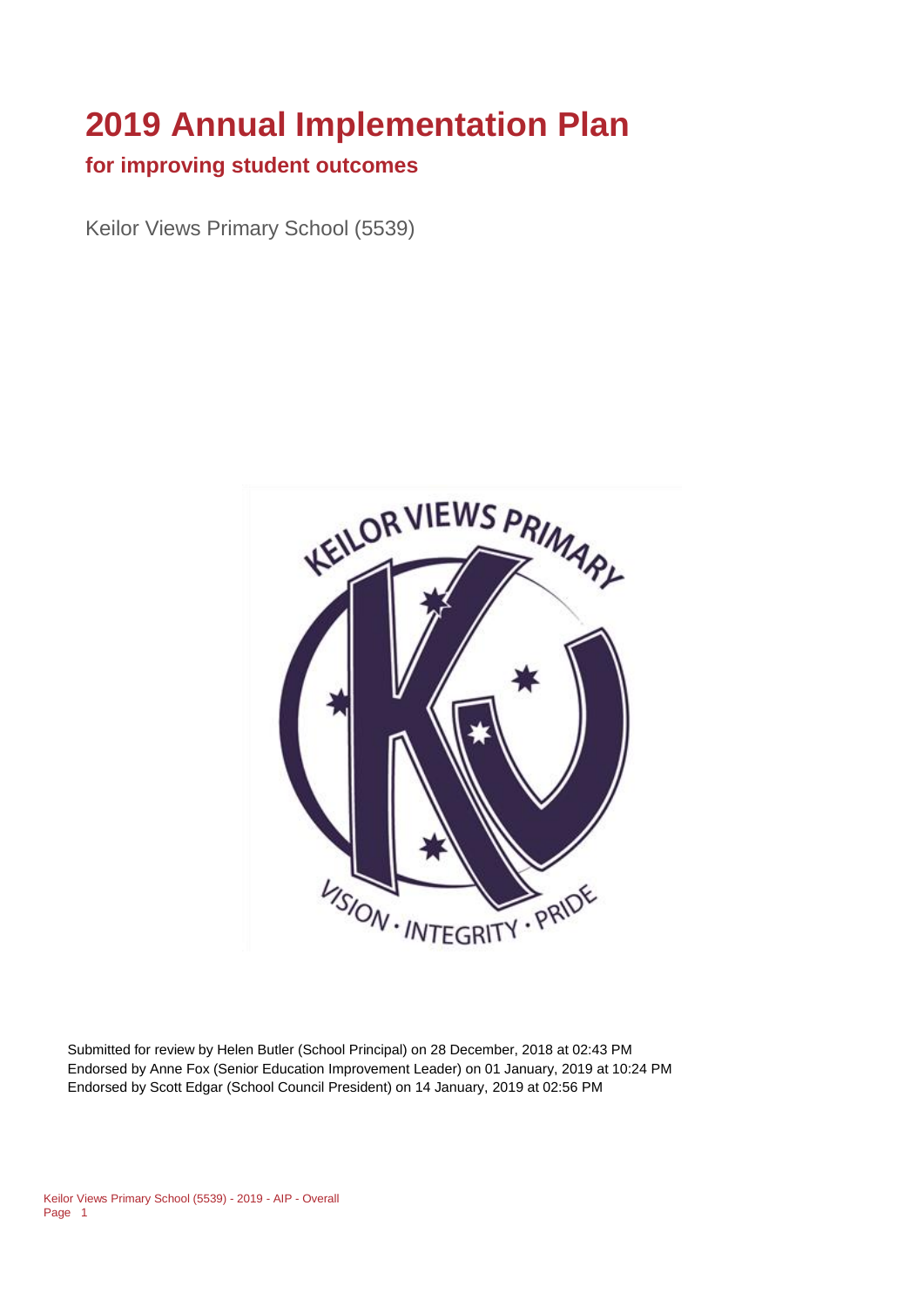# 2019 Annual Implementation Plan

## for improving student outcomes

Keilor Views Primary School (5539)

Submitted for review by Helen Butler (School Principal) on 28 December, 2018 at 02:43 PM
Endorsed by Anne Fox (Senior Education Improvement Leader) on 01 January, 2019 at 10:24 PM
Endorsed by Scott Edgar (School Council President) on 14 January, 2019 at 02:56 PM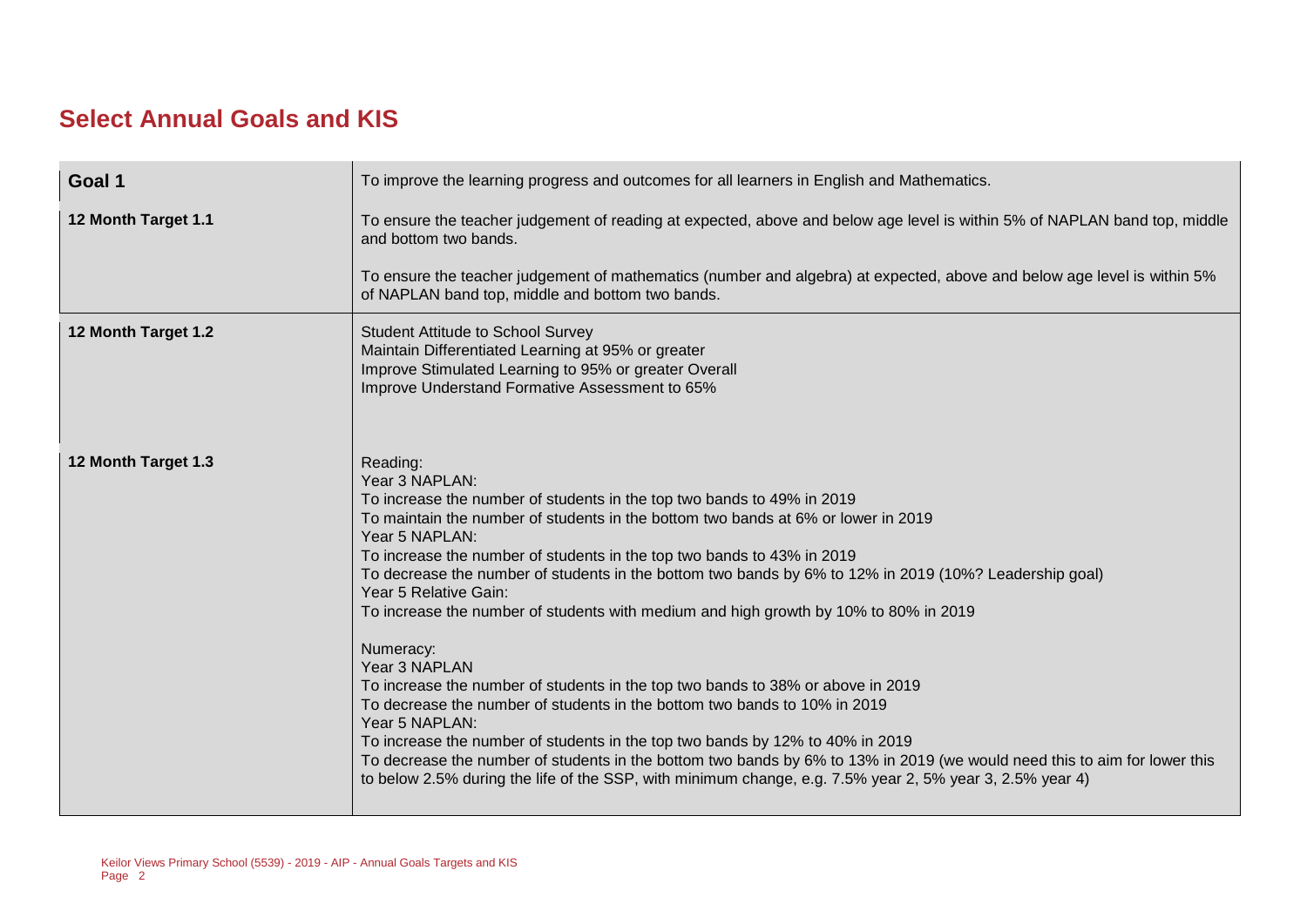## Select Annual Goals and KIS

| | |
|---|---|
| **Goal 1** | To improve the learning progress and outcomes for all learners in English and Mathematics. |
| **12 Month Target 1.1** | To ensure the teacher judgement of reading at expected, above and below age level is within 5% of NAPLAN band top, middle and bottom two bands.<br><br>To ensure the teacher judgement of mathematics (number and algebra) at expected, above and below age level is within 5% of NAPLAN band top, middle and bottom two bands. |
| **12 Month Target 1.2** | Student Attitude to School Survey<br>Maintain Differentiated Learning at 95% or greater<br>Improve Stimulated Learning to 95% or greater Overall<br>Improve Understand Formative Assessment to 65% |
| **12 Month Target 1.3** | Reading:<br>Year 3 NAPLAN:<br>To increase the number of students in the top two bands to 49% in 2019<br>To maintain the number of students in the bottom two bands at 6% or lower in 2019<br>Year 5 NAPLAN:<br>To increase the number of students in the top two bands to 43% in 2019<br>To decrease the number of students in the bottom two bands by 6% to 12% in 2019 (10%? Leadership goal)<br>Year 5 Relative Gain:<br>To increase the number of students with medium and high growth by 10% to 80% in 2019<br><br>Numeracy:<br>Year 3 NAPLAN<br>To increase the number of students in the top two bands to 38% or above in 2019<br>To decrease the number of students in the bottom two bands to 10% in 2019<br>Year 5 NAPLAN:<br>To increase the number of students in the top two bands by 12% to 40% in 2019<br>To decrease the number of students in the bottom two bands by 6% to 13% in 2019 (we would need this to aim for lower this to below 2.5% during the life of the SSP, with minimum change, e.g. 7.5% year 2, 5% year 3, 2.5% year 4) |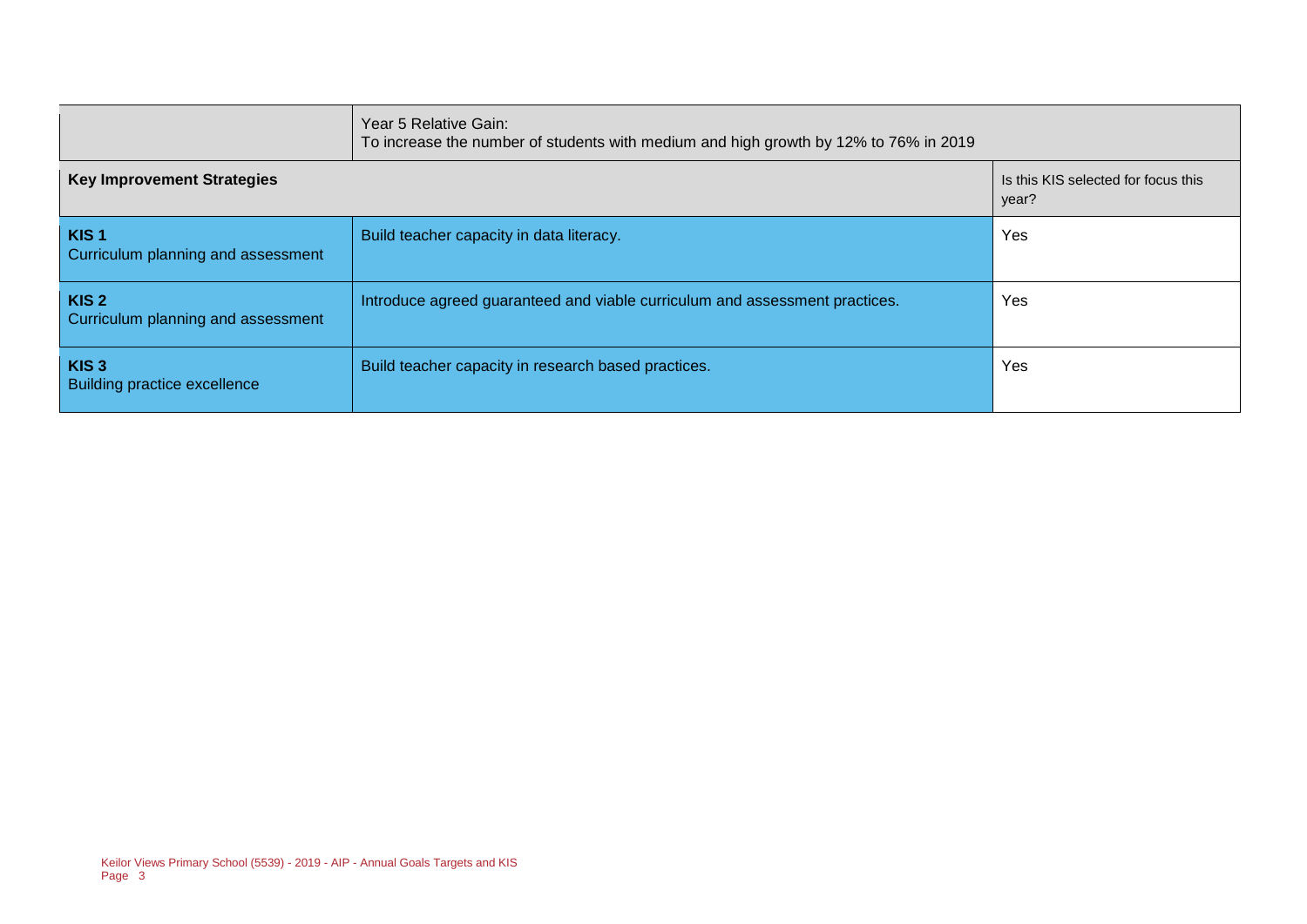| | Year 5 Relative Gain:<br>To increase the number of students with medium and high growth by 12% to 76% in 2019 | |
|---|---|---|
| **Key Improvement Strategies** | | Is this KIS selected for focus this year? |
| **KIS 1**<br>Curriculum planning and assessment | Build teacher capacity in data literacy. | Yes |
| **KIS 2**<br>Curriculum planning and assessment | Introduce agreed guaranteed and viable curriculum and assessment practices. | Yes |
| **KIS 3**<br>Building practice excellence | Build teacher capacity in research based practices. | Yes |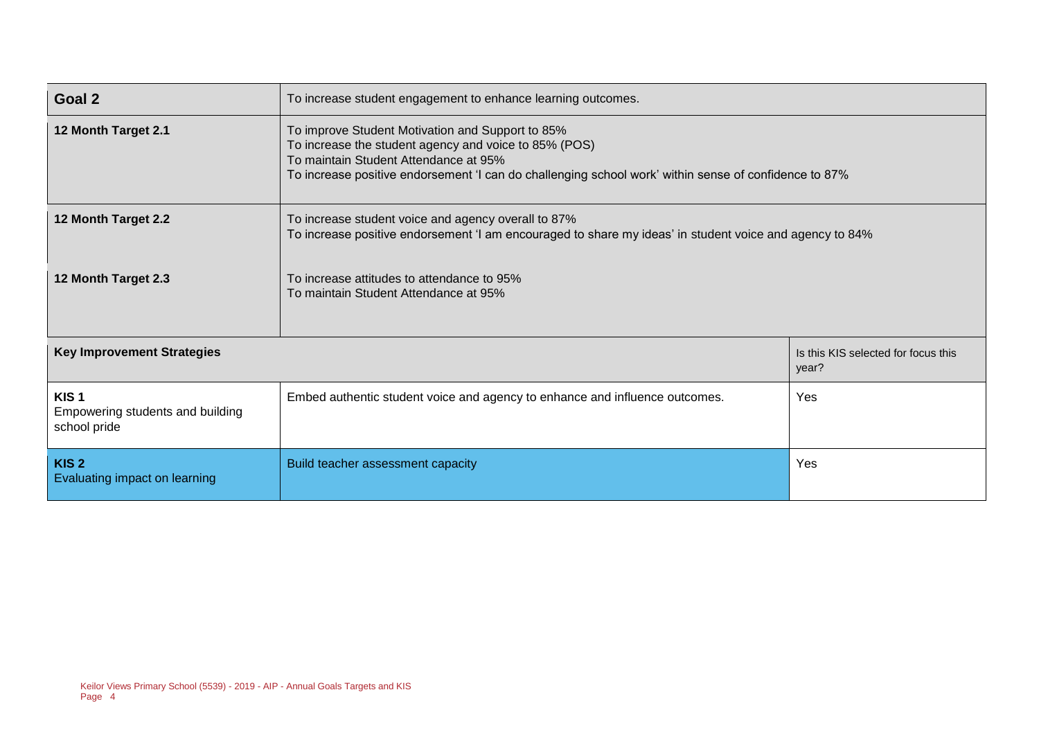| Goal 2 | To increase student engagement to enhance learning outcomes. | |
|---|---|---|
| 12 Month Target 2.1 | To improve Student Motivation and Support to 85%<br>To increase the student agency and voice to 85% (POS)<br>To maintain Student Attendance at 95%<br>To increase positive endorsement 'I can do challenging school work' within sense of confidence to 87% | |
| 12 Month Target 2.2 | To increase student voice and agency overall to 87%<br>To increase positive endorsement 'I am encouraged to share my ideas' in student voice and agency to 84% | |
| 12 Month Target 2.3 | To increase attitudes to attendance to 95%<br>To maintain Student Attendance at 95% | |
| **Key Improvement Strategies** | | Is this KIS selected for focus this year? |
| **KIS 1**<br>Empowering students and building school pride | Embed authentic student voice and agency to enhance and influence outcomes. | Yes |
| **KIS 2**<br>Evaluating impact on learning | Build teacher assessment capacity | Yes |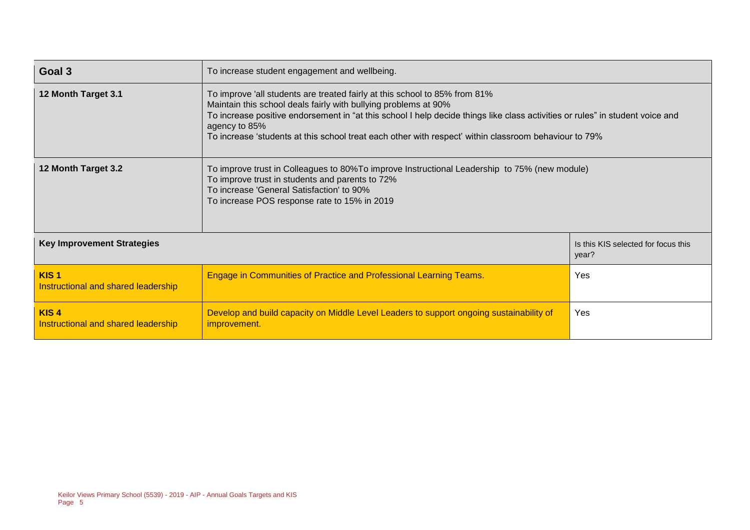| Goal 3 | To increase student engagement and wellbeing. | |
|---|---|---|
| **12 Month Target 3.1** | To improve 'all students are treated fairly at this school to 85% from 81%<br>Maintain this school deals fairly with bullying problems at 90%<br>To increase positive endorsement in "at this school I help decide things like class activities or rules" in student voice and agency to 85%<br>To increase 'students at this school treat each other with respect' within classroom behaviour to 79% | |
| **12 Month Target 3.2** | To improve trust in Colleagues to 80%To improve Instructional Leadership to 75% (new module)<br>To improve trust in students and parents to 72%<br>To increase 'General Satisfaction' to 90%<br>To increase POS response rate to 15% in 2019 | |
| **Key Improvement Strategies** | | Is this KIS selected for focus this year? |
| **KIS 1**<br>Instructional and shared leadership | Engage in Communities of Practice and Professional Learning Teams. | Yes |
| **KIS 4**<br>Instructional and shared leadership | Develop and build capacity on Middle Level Leaders to support ongoing sustainability of improvement. | Yes |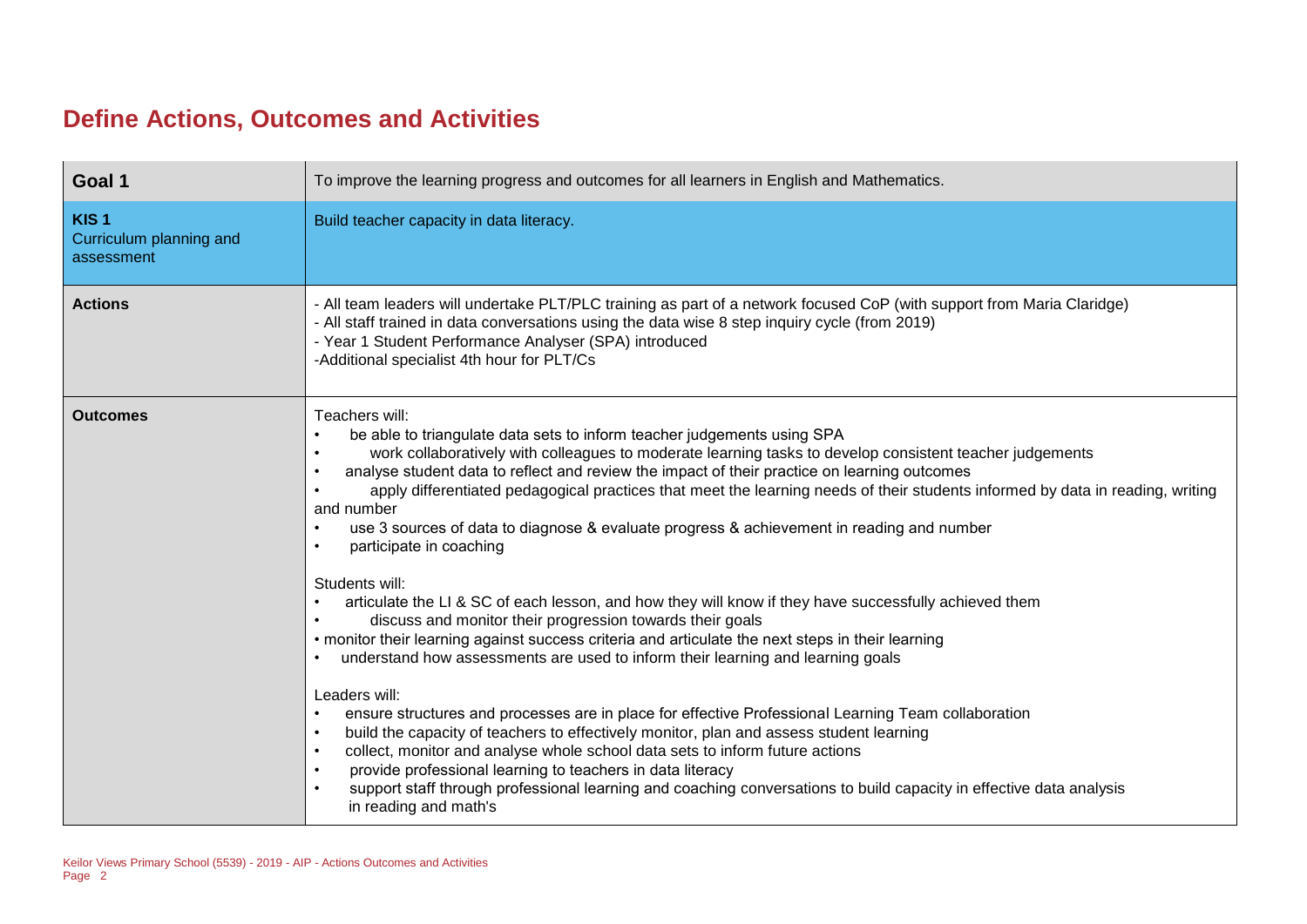## Define Actions, Outcomes and Activities

| Goal 1 | To improve the learning progress and outcomes for all learners in English and Mathematics. |
|---|---|
| **KIS 1** Curriculum planning and assessment | Build teacher capacity in data literacy. |
| **Actions** | - All team leaders will undertake PLT/PLC training as part of a network focused CoP (with support from Maria Claridge)<br>- All staff trained in data conversations using the data wise 8 step inquiry cycle (from 2019)<br>- Year 1 Student Performance Analyser (SPA) introduced<br>-Additional specialist 4th hour for PLT/Cs |
| **Outcomes** | Teachers will:<br>• be able to triangulate data sets to inform teacher judgements using SPA<br>• work collaboratively with colleagues to moderate learning tasks to develop consistent teacher judgements<br>• analyse student data to reflect and review the impact of their practice on learning outcomes<br>• apply differentiated pedagogical practices that meet the learning needs of their students informed by data in reading, writing and number<br>• use 3 sources of data to diagnose & evaluate progress & achievement in reading and number<br>• participate in coaching<br><br>Students will:<br>• articulate the LI & SC of each lesson, and how they will know if they have successfully achieved them<br>• discuss and monitor their progression towards their goals<br>• monitor their learning against success criteria and articulate the next steps in their learning<br>• understand how assessments are used to inform their learning and learning goals<br><br>Leaders will:<br>• ensure structures and processes are in place for effective Professional Learning Team collaboration<br>• build the capacity of teachers to effectively monitor, plan and assess student learning<br>• collect, monitor and analyse whole school data sets to inform future actions<br>• provide professional learning to teachers in data literacy<br>• support staff through professional learning and coaching conversations to build capacity in effective data analysis in reading and math's |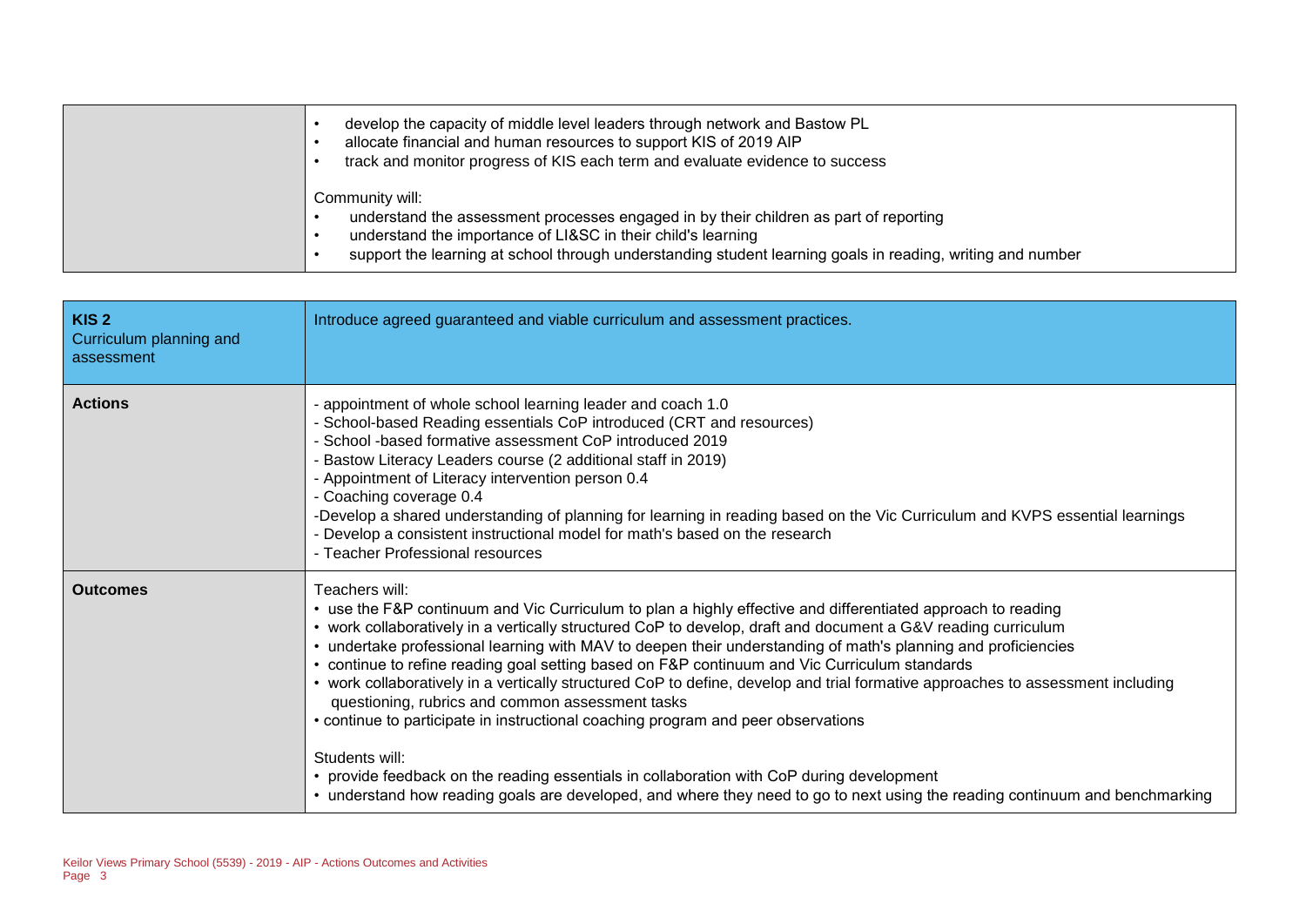| | |
|---|---|
| | • develop the capacity of middle level leaders through network and Bastow PL<br>• allocate financial and human resources to support KIS of 2019 AIP<br>• track and monitor progress of KIS each term and evaluate evidence to success<br><br>Community will:<br>• understand the assessment processes engaged in by their children as part of reporting<br>• understand the importance of LI&SC in their child's learning<br>• support the learning at school through understanding student learning goals in reading, writing and number |

| **KIS 2**<br>Curriculum planning and assessment | Introduce agreed guaranteed and viable curriculum and assessment practices. |
|---|---|
| **Actions** | - appointment of whole school learning leader and coach 1.0<br>- School-based Reading essentials CoP introduced (CRT and resources)<br>- School -based formative assessment CoP introduced 2019<br>- Bastow Literacy Leaders course (2 additional staff in 2019)<br>- Appointment of Literacy intervention person 0.4<br>- Coaching coverage 0.4<br>-Develop a shared understanding of planning for learning in reading based on the Vic Curriculum and KVPS essential learnings<br>- Develop a consistent instructional model for math's based on the research<br>- Teacher Professional resources |
| **Outcomes** | Teachers will:<br>• use the F&P continuum and Vic Curriculum to plan a highly effective and differentiated approach to reading<br>• work collaboratively in a vertically structured CoP to develop, draft and document a G&V reading curriculum<br>• undertake professional learning with MAV to deepen their understanding of math's planning and proficiencies<br>• continue to refine reading goal setting based on F&P continuum and Vic Curriculum standards<br>• work collaboratively in a vertically structured CoP to define, develop and trial formative approaches to assessment including questioning, rubrics and common assessment tasks<br>• continue to participate in instructional coaching program and peer observations<br><br>Students will:<br>• provide feedback on the reading essentials in collaboration with CoP during development<br>• understand how reading goals are developed, and where they need to go to next using the reading continuum and benchmarking |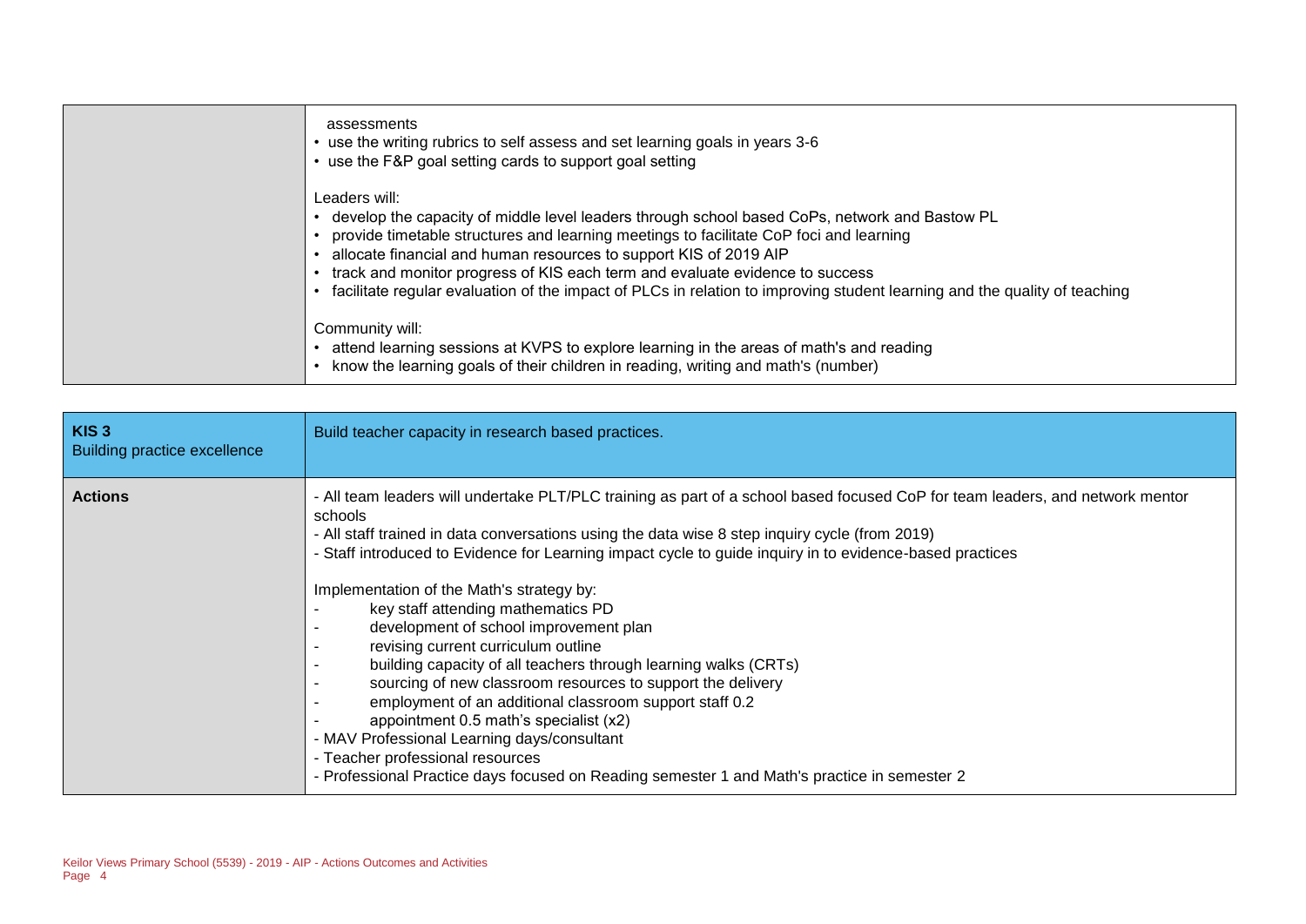| | |
|---|---|
| | assessments<br>• use the writing rubrics to self assess and set learning goals in years 3-6<br>• use the F&P goal setting cards to support goal setting<br><br>Leaders will:<br>• develop the capacity of middle level leaders through school based CoPs, network and Bastow PL<br>• provide timetable structures and learning meetings to facilitate CoP foci and learning<br>• allocate financial and human resources to support KIS of 2019 AIP<br>• track and monitor progress of KIS each term and evaluate evidence to success<br>• facilitate regular evaluation of the impact of PLCs in relation to improving student learning and the quality of teaching<br><br>Community will:<br>• attend learning sessions at KVPS to explore learning in the areas of math's and reading<br>• know the learning goals of their children in reading, writing and math's (number) |

| **KIS 3**<br>Building practice excellence | Build teacher capacity in research based practices. |
|---|---|
| **Actions** | - All team leaders will undertake PLT/PLC training as part of a school based focused CoP for team leaders, and network mentor schools<br>- All staff trained in data conversations using the data wise 8 step inquiry cycle (from 2019)<br>- Staff introduced to Evidence for Learning impact cycle to guide inquiry in to evidence-based practices<br><br>Implementation of the Math's strategy by:<br>- key staff attending mathematics PD<br>- development of school improvement plan<br>- revising current curriculum outline<br>- building capacity of all teachers through learning walks (CRTs)<br>- sourcing of new classroom resources to support the delivery<br>- employment of an additional classroom support staff 0.2<br>- appointment 0.5 math's specialist (x2)<br>- MAV Professional Learning days/consultant<br>- Teacher professional resources<br>- Professional Practice days focused on Reading semester 1 and Math's practice in semester 2 |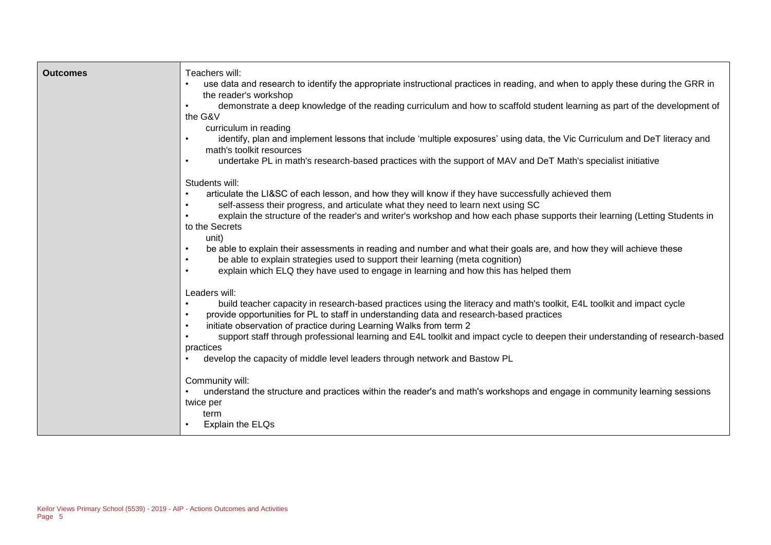| | |
|---|---|
| **Outcomes** | Teachers will:<br>• use data and research to identify the appropriate instructional practices in reading, and when to apply these during the GRR in the reader's workshop<br>• demonstrate a deep knowledge of the reading curriculum and how to scaffold student learning as part of the development of the G&V curriculum in reading<br>• identify, plan and implement lessons that include 'multiple exposures' using data, the Vic Curriculum and DeT literacy and math's toolkit resources<br>• undertake PL in math's research-based practices with the support of MAV and DeT Math's specialist initiative<br><br>Students will:<br>• articulate the LI&SC of each lesson, and how they will know if they have successfully achieved them<br>• self-assess their progress, and articulate what they need to learn next using SC<br>• explain the structure of the reader's and writer's workshop and how each phase supports their learning (Letting Students in to the Secrets unit)<br>• be able to explain their assessments in reading and number and what their goals are, and how they will achieve these<br>• be able to explain strategies used to support their learning (meta cognition)<br>• explain which ELQ they have used to engage in learning and how this has helped them<br><br>Leaders will:<br>• build teacher capacity in research-based practices using the literacy and math's toolkit, E4L toolkit and impact cycle<br>• provide opportunities for PL to staff in understanding data and research-based practices<br>• initiate observation of practice during Learning Walks from term 2<br>• support staff through professional learning and E4L toolkit and impact cycle to deepen their understanding of research-based practices<br>• develop the capacity of middle level leaders through network and Bastow PL<br><br>Community will:<br>• understand the structure and practices within the reader's and math's workshops and engage in community learning sessions twice per term<br>• Explain the ELQs |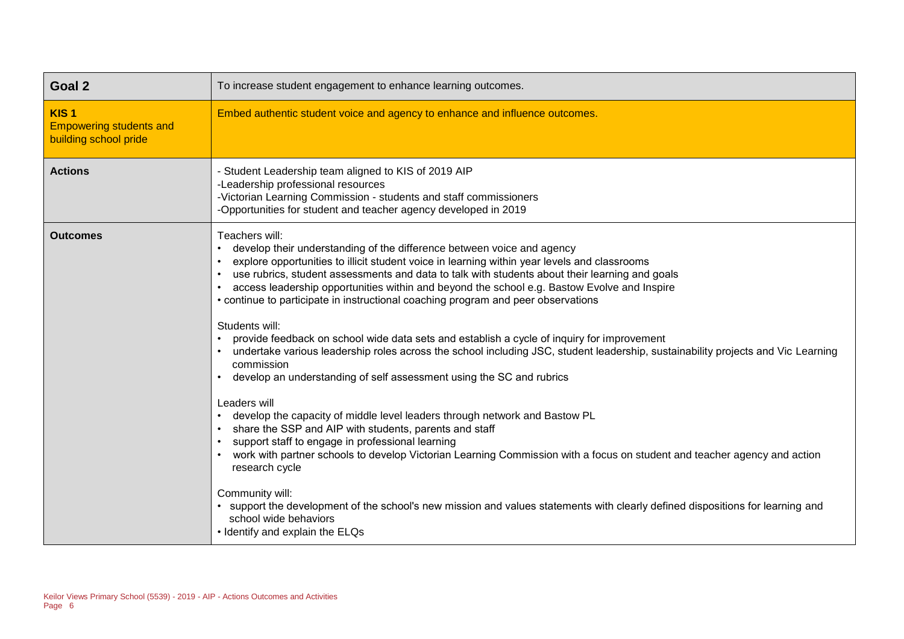| Goal 2 | To increase student engagement to enhance learning outcomes. |
|---|---|
| **KIS 1**<br>Empowering students and building school pride | Embed authentic student voice and agency to enhance and influence outcomes. |
| **Actions** | - Student Leadership team aligned to KIS of 2019 AIP<br>-Leadership professional resources<br>-Victorian Learning Commission - students and staff commissioners<br>-Opportunities for student and teacher agency developed in 2019 |
| **Outcomes** | Teachers will:<br>• develop their understanding of the difference between voice and agency<br>• explore opportunities to illicit student voice in learning within year levels and classrooms<br>• use rubrics, student assessments and data to talk with students about their learning and goals<br>• access leadership opportunities within and beyond the school e.g. Bastow Evolve and Inspire<br>• continue to participate in instructional coaching program and peer observations<br><br>Students will:<br>• provide feedback on school wide data sets and establish a cycle of inquiry for improvement<br>• undertake various leadership roles across the school including JSC, student leadership, sustainability projects and Vic Learning commission<br>• develop an understanding of self assessment using the SC and rubrics<br><br>Leaders will<br>• develop the capacity of middle level leaders through network and Bastow PL<br>• share the SSP and AIP with students, parents and staff<br>• support staff to engage in professional learning<br>• work with partner schools to develop Victorian Learning Commission with a focus on student and teacher agency and action research cycle<br><br>Community will:<br>• support the development of the school's new mission and values statements with clearly defined dispositions for learning and school wide behaviors<br>• Identify and explain the ELQs |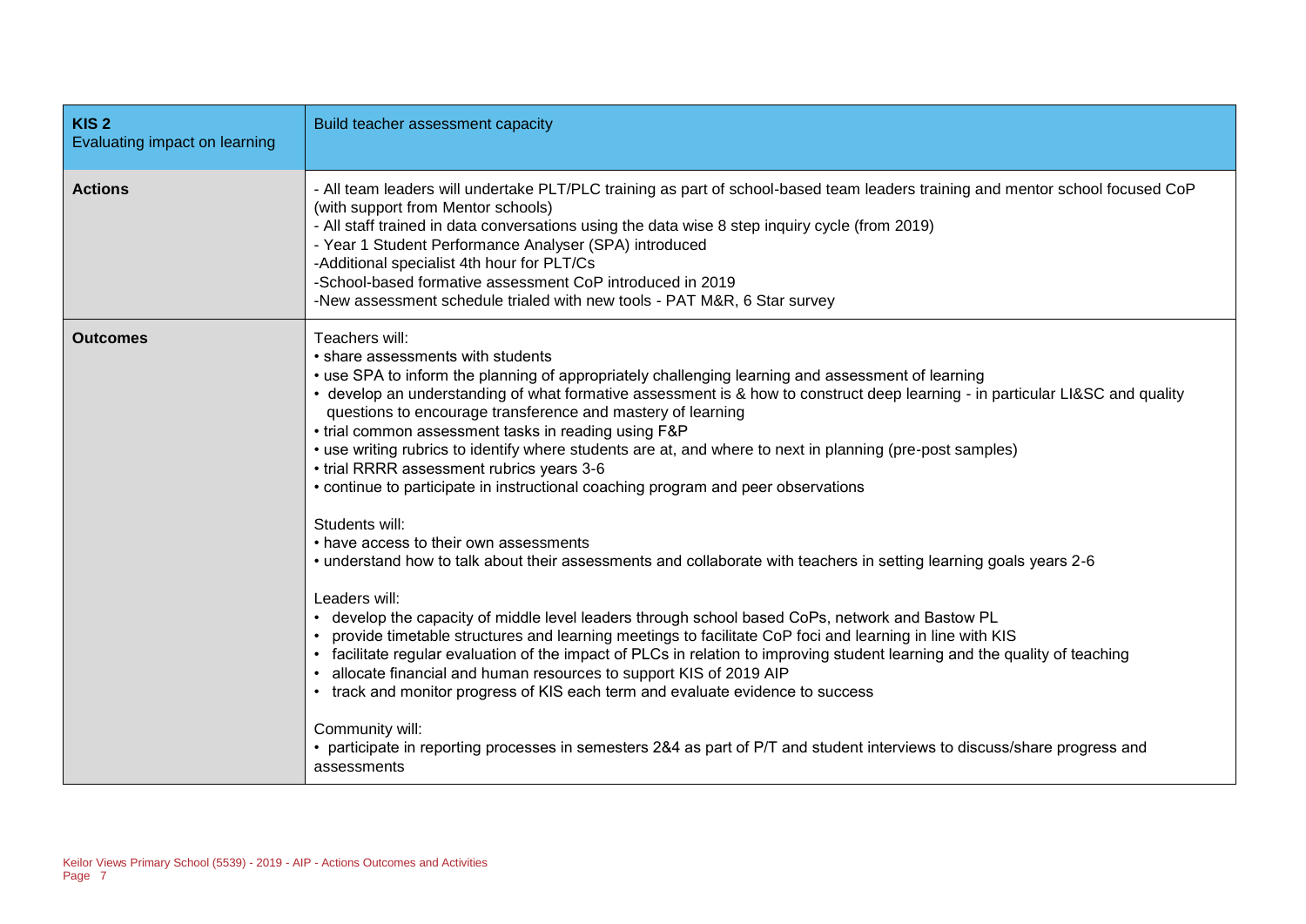| **KIS 2**<br>Evaluating impact on learning | Build teacher assessment capacity |
|---|---|
| **Actions** | - All team leaders will undertake PLT/PLC training as part of school-based team leaders training and mentor school focused CoP (with support from Mentor schools)<br>- All staff trained in data conversations using the data wise 8 step inquiry cycle (from 2019)<br>- Year 1 Student Performance Analyser (SPA) introduced<br>-Additional specialist 4th hour for PLT/Cs<br>-School-based formative assessment CoP introduced in 2019<br>-New assessment schedule trialed with new tools - PAT M&R, 6 Star survey |
| **Outcomes** | Teachers will:<br>• share assessments with students<br>• use SPA to inform the planning of appropriately challenging learning and assessment of learning<br>• develop an understanding of what formative assessment is & how to construct deep learning - in particular LI&SC and quality questions to encourage transference and mastery of learning<br>• trial common assessment tasks in reading using F&P<br>• use writing rubrics to identify where students are at, and where to next in planning (pre-post samples)<br>• trial RRRR assessment rubrics years 3-6<br>• continue to participate in instructional coaching program and peer observations<br><br>Students will:<br>• have access to their own assessments<br>• understand how to talk about their assessments and collaborate with teachers in setting learning goals years 2-6<br><br>Leaders will:<br>• develop the capacity of middle level leaders through school based CoPs, network and Bastow PL<br>• provide timetable structures and learning meetings to facilitate CoP foci and learning in line with KIS<br>• facilitate regular evaluation of the impact of PLCs in relation to improving student learning and the quality of teaching<br>• allocate financial and human resources to support KIS of 2019 AIP<br>• track and monitor progress of KIS each term and evaluate evidence to success<br><br>Community will:<br>• participate in reporting processes in semesters 2&4 as part of P/T and student interviews to discuss/share progress and assessments |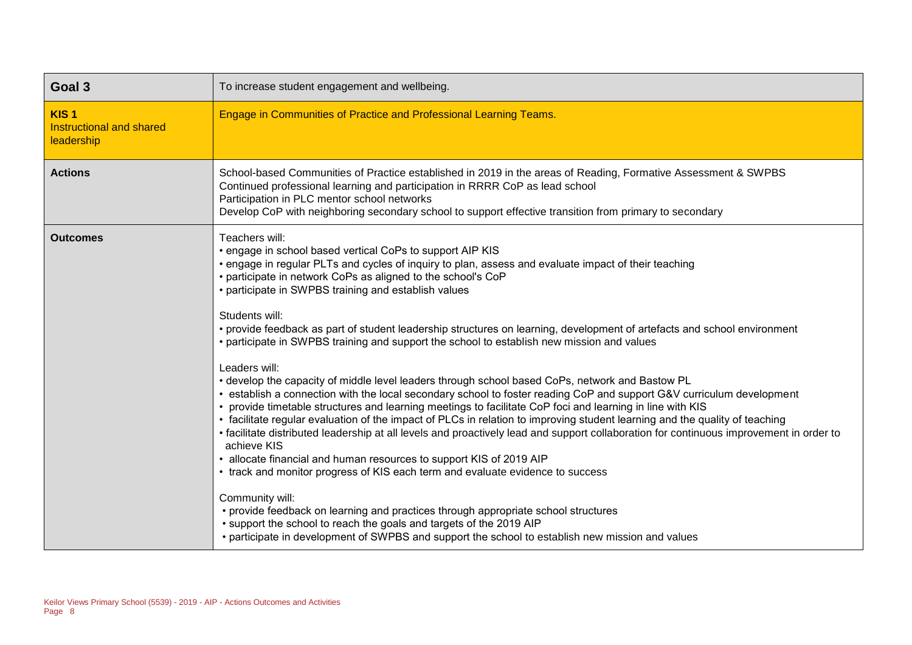| Goal 3 | To increase student engagement and wellbeing. |
|---|---|
| **KIS 1**<br>Instructional and shared leadership | Engage in Communities of Practice and Professional Learning Teams. |
| **Actions** | School-based Communities of Practice established in 2019 in the areas of Reading, Formative Assessment & SWPBS<br>Continued professional learning and participation in RRRR CoP as lead school<br>Participation in PLC mentor school networks<br>Develop CoP with neighboring secondary school to support effective transition from primary to secondary |
| **Outcomes** | Teachers will:<br>• engage in school based vertical CoPs to support AIP KIS<br>• engage in regular PLTs and cycles of inquiry to plan, assess and evaluate impact of their teaching<br>• participate in network CoPs as aligned to the school's CoP<br>• participate in SWPBS training and establish values<br><br>Students will:<br>• provide feedback as part of student leadership structures on learning, development of artefacts and school environment<br>• participate in SWPBS training and support the school to establish new mission and values<br><br>Leaders will:<br>• develop the capacity of middle level leaders through school based CoPs, network and Bastow PL<br>• establish a connection with the local secondary school to foster reading CoP and support G&V curriculum development<br>• provide timetable structures and learning meetings to facilitate CoP foci and learning in line with KIS<br>• facilitate regular evaluation of the impact of PLCs in relation to improving student learning and the quality of teaching<br>• facilitate distributed leadership at all levels and proactively lead and support collaboration for continuous improvement in order to achieve KIS<br>• allocate financial and human resources to support KIS of 2019 AIP<br>• track and monitor progress of KIS each term and evaluate evidence to success<br><br>Community will:<br>• provide feedback on learning and practices through appropriate school structures<br>• support the school to reach the goals and targets of the 2019 AIP<br>• participate in development of SWPBS and support the school to establish new mission and values |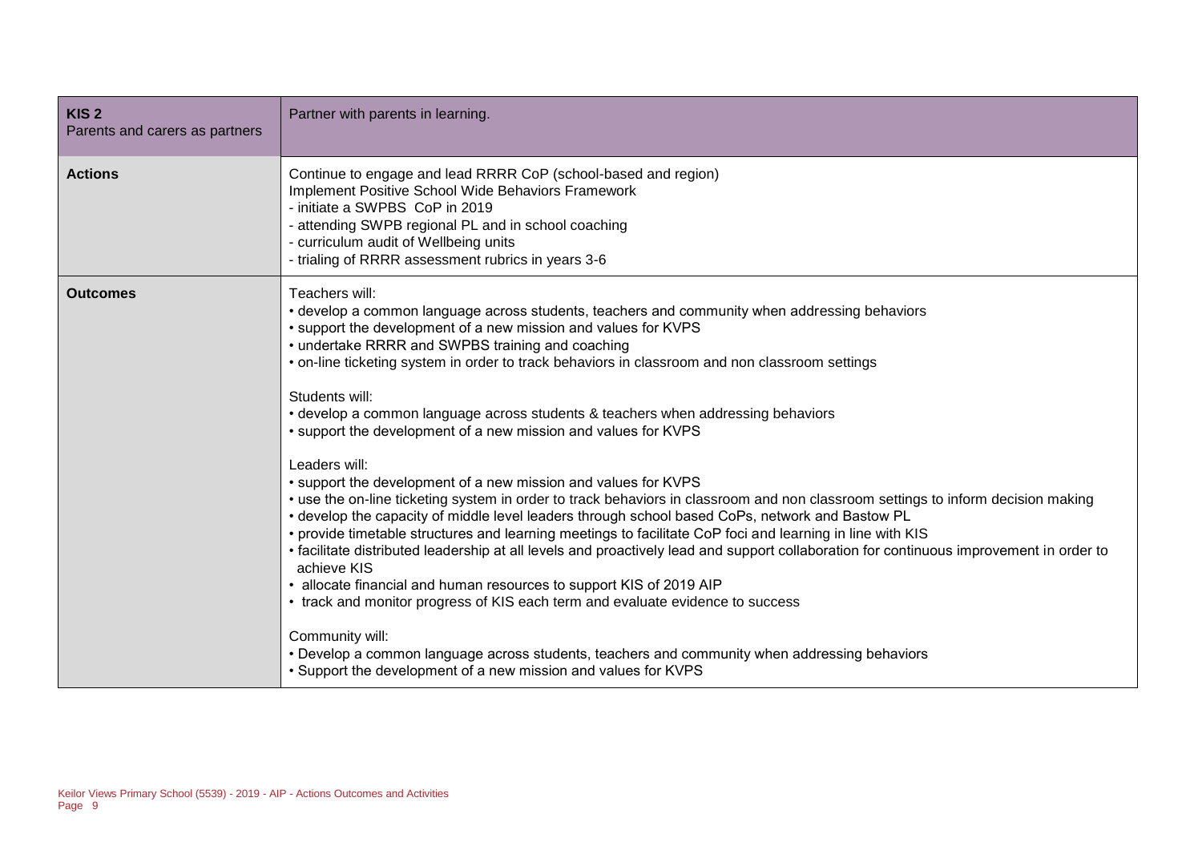| **KIS 2**<br>Parents and carers as partners | Partner with parents in learning. |
| --- | --- |
| **Actions** | Continue to engage and lead RRRR CoP (school-based and region)<br>Implement Positive School Wide Behaviors Framework<br>- initiate a SWPBS CoP in 2019<br>- attending SWPB regional PL and in school coaching<br>- curriculum audit of Wellbeing units<br>- trialing of RRRR assessment rubrics in years 3-6 |
| **Outcomes** | Teachers will:<br>• develop a common language across students, teachers and community when addressing behaviors<br>• support the development of a new mission and values for KVPS<br>• undertake RRRR and SWPBS training and coaching<br>• on-line ticketing system in order to track behaviors in classroom and non classroom settings<br><br>Students will:<br>• develop a common language across students & teachers when addressing behaviors<br>• support the development of a new mission and values for KVPS<br><br>Leaders will:<br>• support the development of a new mission and values for KVPS<br>• use the on-line ticketing system in order to track behaviors in classroom and non classroom settings to inform decision making<br>• develop the capacity of middle level leaders through school based CoPs, network and Bastow PL<br>• provide timetable structures and learning meetings to facilitate CoP foci and learning in line with KIS<br>• facilitate distributed leadership at all levels and proactively lead and support collaboration for continuous improvement in order to achieve KIS<br>• allocate financial and human resources to support KIS of 2019 AIP<br>• track and monitor progress of KIS each term and evaluate evidence to success<br><br>Community will:<br>• Develop a common language across students, teachers and community when addressing behaviors<br>• Support the development of a new mission and values for KVPS |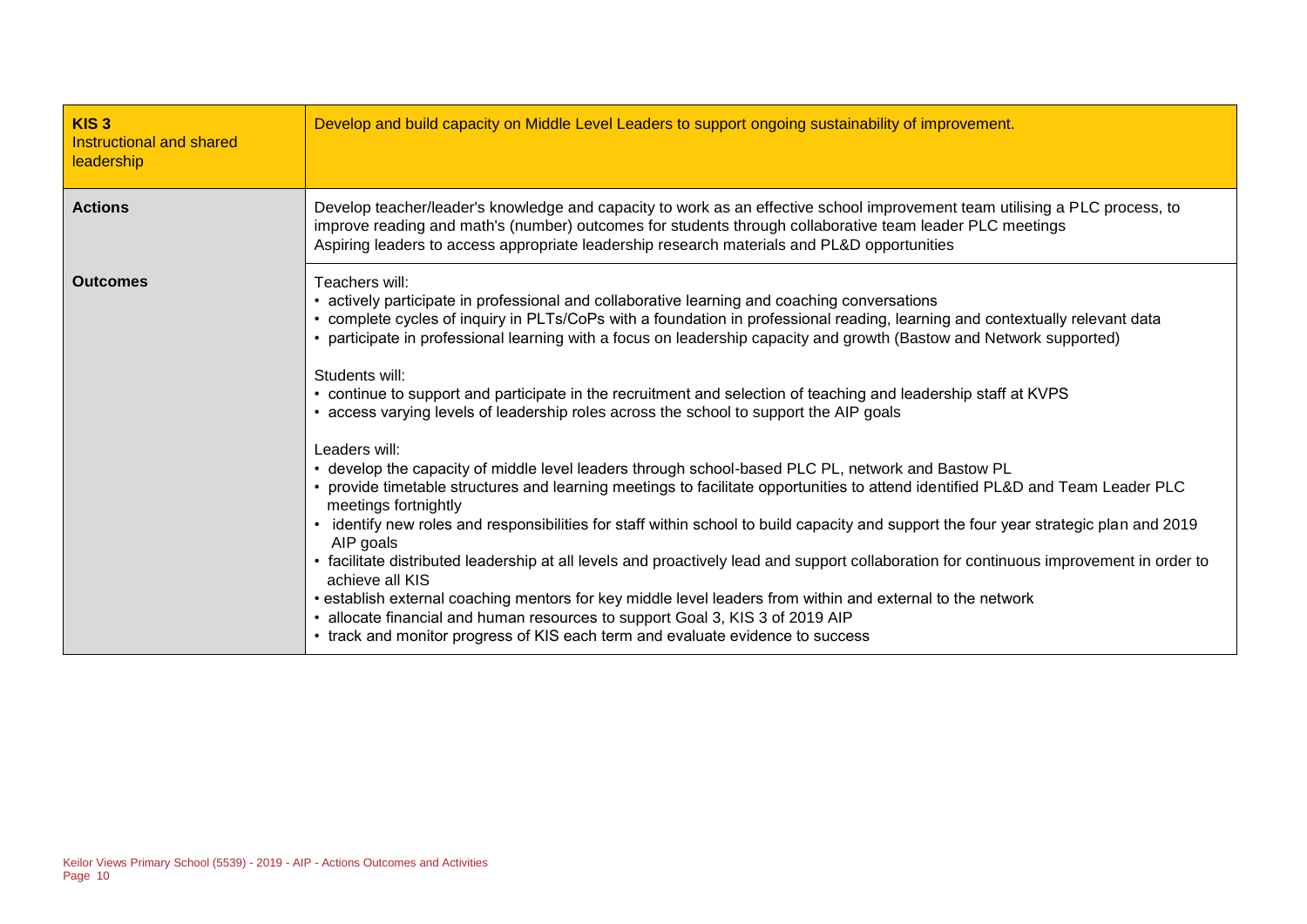| **KIS 3** Instructional and shared leadership | Develop and build capacity on Middle Level Leaders to support ongoing sustainability of improvement. |
| --- | --- |
| **Actions** | Develop teacher/leader's knowledge and capacity to work as an effective school improvement team utilising a PLC process, to improve reading and math's (number) outcomes for students through collaborative team leader PLC meetings<br>Aspiring leaders to access appropriate leadership research materials and PL&D opportunities |
| **Outcomes** | Teachers will:<br>• actively participate in professional and collaborative learning and coaching conversations<br>• complete cycles of inquiry in PLTs/CoPs with a foundation in professional reading, learning and contextually relevant data<br>• participate in professional learning with a focus on leadership capacity and growth (Bastow and Network supported)<br><br>Students will:<br>• continue to support and participate in the recruitment and selection of teaching and leadership staff at KVPS<br>• access varying levels of leadership roles across the school to support the AIP goals<br><br>Leaders will:<br>• develop the capacity of middle level leaders through school-based PLC PL, network and Bastow PL<br>• provide timetable structures and learning meetings to facilitate opportunities to attend identified PL&D and Team Leader PLC meetings fortnightly<br>• identify new roles and responsibilities for staff within school to build capacity and support the four year strategic plan and 2019 AIP goals<br>• facilitate distributed leadership at all levels and proactively lead and support collaboration for continuous improvement in order to achieve all KIS<br>• establish external coaching mentors for key middle level leaders from within and external to the network<br>• allocate financial and human resources to support Goal 3, KIS 3 of 2019 AIP<br>• track and monitor progress of KIS each term and evaluate evidence to success |